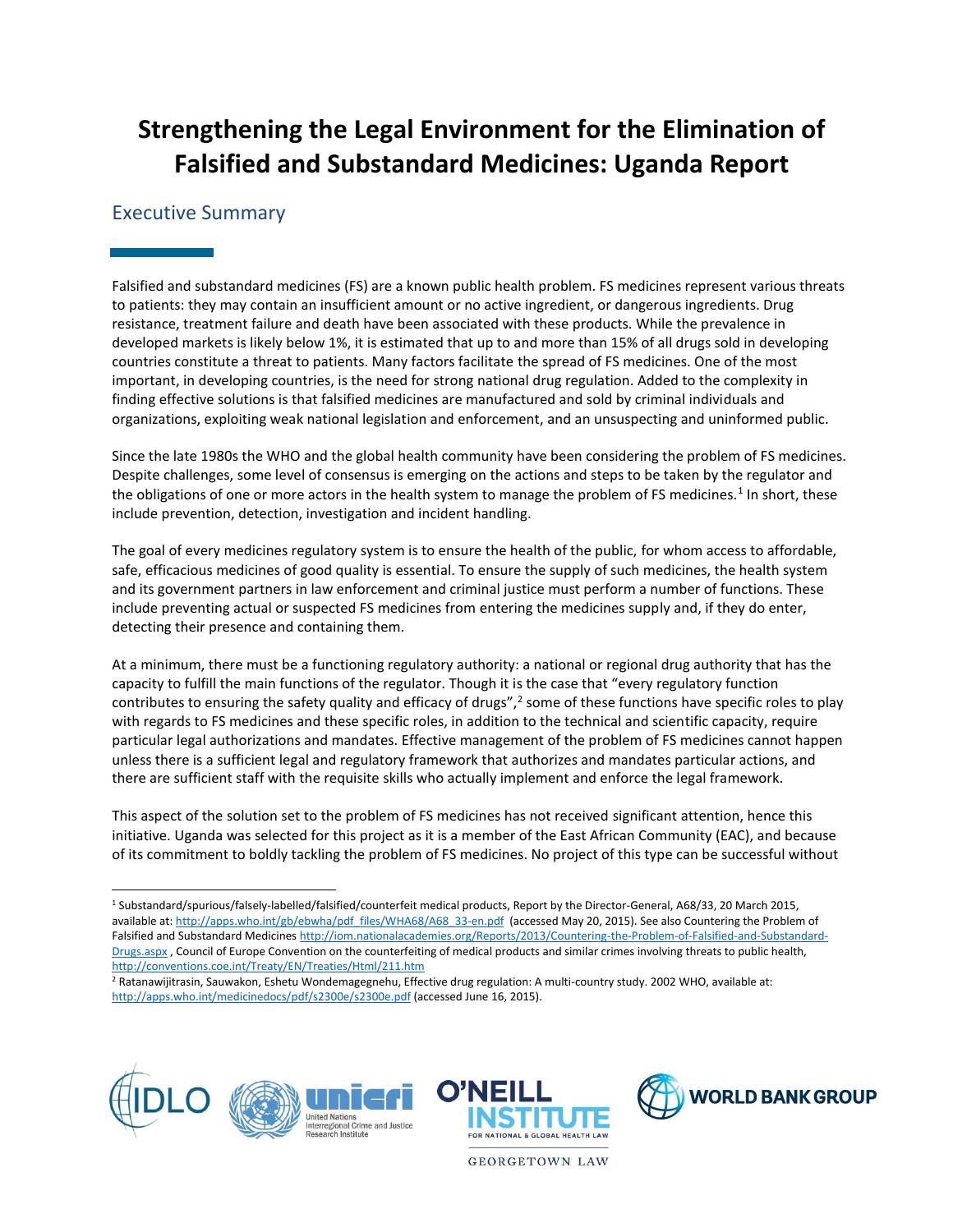# Strengthening the Legal Environment for the Elimination of Falsified and Substandard Medicines: Uganda Report

## Executive Summary

Falsified and substandard medicines (FS) are a known public health problem. FS medicines represent various threats to patients: they may contain an insufficient amount or no active ingredient, or dangerous ingredients. Drug resistance, treatment failure and death have been associated with these products. While the prevalence in developed markets is likely below 1%, it is estimated that up to and more than 15% of all drugs sold in developing countries constitute a threat to patients. Many factors facilitate the spread of FS medicines. One of the most important, in developing countries, is the need for strong national drug regulation. Added to the complexity in finding effective solutions is that falsified medicines are manufactured and sold by criminal individuals and organizations, exploiting weak national legislation and enforcement, and an unsuspecting and uninformed public.

Since the late 1980s the WHO and the global health community have been considering the problem of FS medicines. Despite challenges, some level of consensus is emerging on the actions and steps to be taken by the regulator and the obligations of one or more actors in the health system to manage the problem of FS medicines.[1] In short, these include prevention, detection, investigation and incident handling.

The goal of every medicines regulatory system is to ensure the health of the public, for whom access to affordable, safe, efficacious medicines of good quality is essential. To ensure the supply of such medicines, the health system and its government partners in law enforcement and criminal justice must perform a number of functions. These include preventing actual or suspected FS medicines from entering the medicines supply and, if they do enter, detecting their presence and containing them.

At a minimum, there must be a functioning regulatory authority: a national or regional drug authority that has the capacity to fulfill the main functions of the regulator. Though it is the case that "every regulatory function contributes to ensuring the safety quality and efficacy of drugs",[2] some of these functions have specific roles to play with regards to FS medicines and these specific roles, in addition to the technical and scientific capacity, require particular legal authorizations and mandates. Effective management of the problem of FS medicines cannot happen unless there is a sufficient legal and regulatory framework that authorizes and mandates particular actions, and there are sufficient staff with the requisite skills who actually implement and enforce the legal framework.

This aspect of the solution set to the problem of FS medicines has not received significant attention, hence this initiative. Uganda was selected for this project as it is a member of the East African Community (EAC), and because of its commitment to boldly tackling the problem of FS medicines. No project of this type can be successful without

---

[1] Substandard/spurious/falsely-labelled/falsified/counterfeit medical products, Report by the Director-General, A68/33, 20 March 2015, available at: http://apps.who.int/gb/ebwha/pdf_files/WHA68/A68_33-en.pdf (accessed May 20, 2015). See also Countering the Problem of Falsified and Substandard Medicines http://iom.nationalacademies.org/Reports/2013/Countering-the-Problem-of-Falsified-and-Substandard-Drugs.aspx , Council of Europe Convention on the counterfeiting of medical products and similar crimes involving threats to public health, http://conventions.coe.int/Treaty/EN/Treaties/Html/211.htm

[2] Ratanawijitrasin, Sauwakon, Eshetu Wondemagegnehu, Effective drug regulation: A multi-country study. 2002 WHO, available at: http://apps.who.int/medicinedocs/pdf/s2300e/s2300e.pdf (accessed June 16, 2015).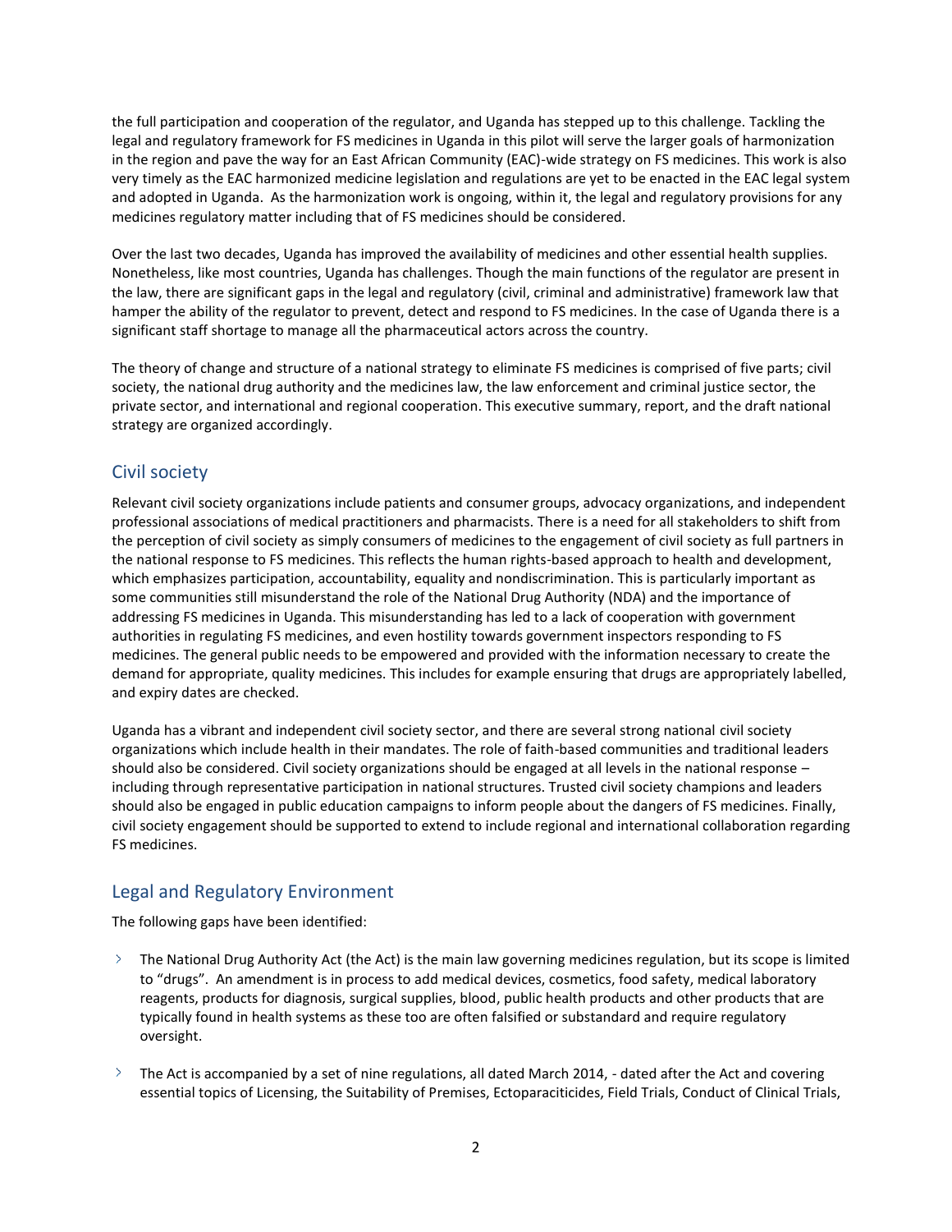the full participation and cooperation of the regulator, and Uganda has stepped up to this challenge. Tackling the legal and regulatory framework for FS medicines in Uganda in this pilot will serve the larger goals of harmonization in the region and pave the way for an East African Community (EAC)-wide strategy on FS medicines. This work is also very timely as the EAC harmonized medicine legislation and regulations are yet to be enacted in the EAC legal system and adopted in Uganda. As the harmonization work is ongoing, within it, the legal and regulatory provisions for any medicines regulatory matter including that of FS medicines should be considered.

Over the last two decades, Uganda has improved the availability of medicines and other essential health supplies. Nonetheless, like most countries, Uganda has challenges. Though the main functions of the regulator are present in the law, there are significant gaps in the legal and regulatory (civil, criminal and administrative) framework law that hamper the ability of the regulator to prevent, detect and respond to FS medicines. In the case of Uganda there is a significant staff shortage to manage all the pharmaceutical actors across the country.

The theory of change and structure of a national strategy to eliminate FS medicines is comprised of five parts; civil society, the national drug authority and the medicines law, the law enforcement and criminal justice sector, the private sector, and international and regional cooperation. This executive summary, report, and the draft national strategy are organized accordingly.

## Civil society

Relevant civil society organizations include patients and consumer groups, advocacy organizations, and independent professional associations of medical practitioners and pharmacists. There is a need for all stakeholders to shift from the perception of civil society as simply consumers of medicines to the engagement of civil society as full partners in the national response to FS medicines. This reflects the human rights-based approach to health and development, which emphasizes participation, accountability, equality and nondiscrimination. This is particularly important as some communities still misunderstand the role of the National Drug Authority (NDA) and the importance of addressing FS medicines in Uganda. This misunderstanding has led to a lack of cooperation with government authorities in regulating FS medicines, and even hostility towards government inspectors responding to FS medicines. The general public needs to be empowered and provided with the information necessary to create the demand for appropriate, quality medicines. This includes for example ensuring that drugs are appropriately labelled, and expiry dates are checked.

Uganda has a vibrant and independent civil society sector, and there are several strong national civil society organizations which include health in their mandates. The role of faith-based communities and traditional leaders should also be considered. Civil society organizations should be engaged at all levels in the national response – including through representative participation in national structures. Trusted civil society champions and leaders should also be engaged in public education campaigns to inform people about the dangers of FS medicines. Finally, civil society engagement should be supported to extend to include regional and international collaboration regarding FS medicines.

## Legal and Regulatory Environment

The following gaps have been identified:

- The National Drug Authority Act (the Act) is the main law governing medicines regulation, but its scope is limited to "drugs". An amendment is in process to add medical devices, cosmetics, food safety, medical laboratory reagents, products for diagnosis, surgical supplies, blood, public health products and other products that are typically found in health systems as these too are often falsified or substandard and require regulatory oversight.

- The Act is accompanied by a set of nine regulations, all dated March 2014, - dated after the Act and covering essential topics of Licensing, the Suitability of Premises, Ectoparaciticides, Field Trials, Conduct of Clinical Trials,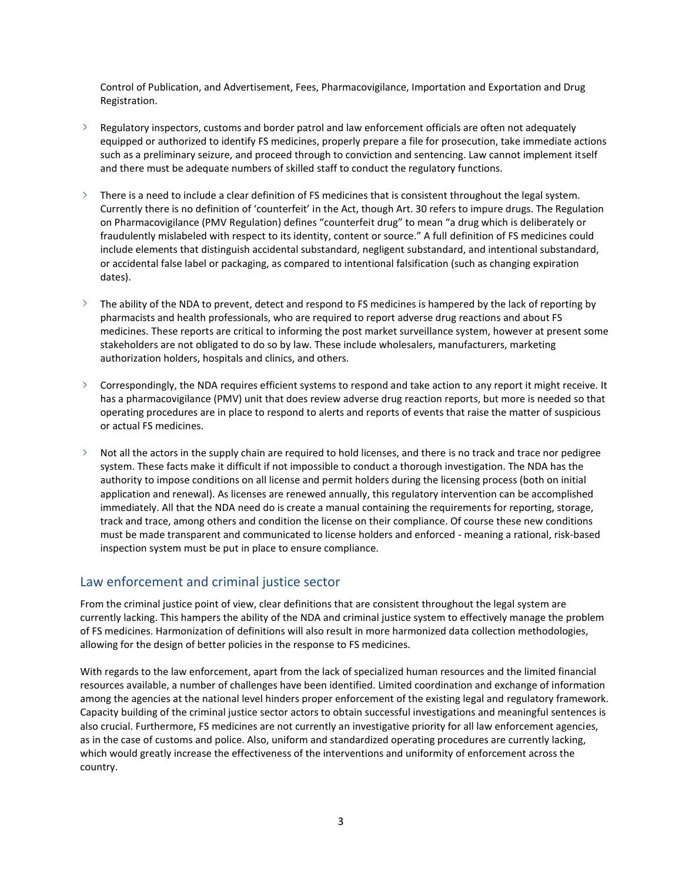Control of Publication, and Advertisement, Fees, Pharmacovigilance, Importation and Exportation and Drug Registration.

- Regulatory inspectors, customs and border patrol and law enforcement officials are often not adequately equipped or authorized to identify FS medicines, properly prepare a file for prosecution, take immediate actions such as a preliminary seizure, and proceed through to conviction and sentencing. Law cannot implement itself and there must be adequate numbers of skilled staff to conduct the regulatory functions.

- There is a need to include a clear definition of FS medicines that is consistent throughout the legal system. Currently there is no definition of 'counterfeit' in the Act, though Art. 30 refers to impure drugs. The Regulation on Pharmacovigilance (PMV Regulation) defines "counterfeit drug" to mean "a drug which is deliberately or fraudulently mislabeled with respect to its identity, content or source." A full definition of FS medicines could include elements that distinguish accidental substandard, negligent substandard, and intentional substandard, or accidental false label or packaging, as compared to intentional falsification (such as changing expiration dates).

- The ability of the NDA to prevent, detect and respond to FS medicines is hampered by the lack of reporting by pharmacists and health professionals, who are required to report adverse drug reactions and about FS medicines. These reports are critical to informing the post market surveillance system, however at present some stakeholders are not obligated to do so by law. These include wholesalers, manufacturers, marketing authorization holders, hospitals and clinics, and others.

- Correspondingly, the NDA requires efficient systems to respond and take action to any report it might receive. It has a pharmacovigilance (PMV) unit that does review adverse drug reaction reports, but more is needed so that operating procedures are in place to respond to alerts and reports of events that raise the matter of suspicious or actual FS medicines.

- Not all the actors in the supply chain are required to hold licenses, and there is no track and trace nor pedigree system. These facts make it difficult if not impossible to conduct a thorough investigation. The NDA has the authority to impose conditions on all license and permit holders during the licensing process (both on initial application and renewal). As licenses are renewed annually, this regulatory intervention can be accomplished immediately. All that the NDA need do is create a manual containing the requirements for reporting, storage, track and trace, among others and condition the license on their compliance. Of course these new conditions must be made transparent and communicated to license holders and enforced - meaning a rational, risk-based inspection system must be put in place to ensure compliance.

## Law enforcement and criminal justice sector

From the criminal justice point of view, clear definitions that are consistent throughout the legal system are currently lacking. This hampers the ability of the NDA and criminal justice system to effectively manage the problem of FS medicines. Harmonization of definitions will also result in more harmonized data collection methodologies, allowing for the design of better policies in the response to FS medicines.

With regards to the law enforcement, apart from the lack of specialized human resources and the limited financial resources available, a number of challenges have been identified. Limited coordination and exchange of information among the agencies at the national level hinders proper enforcement of the existing legal and regulatory framework. Capacity building of the criminal justice sector actors to obtain successful investigations and meaningful sentences is also crucial. Furthermore, FS medicines are not currently an investigative priority for all law enforcement agencies, as in the case of customs and police. Also, uniform and standardized operating procedures are currently lacking, which would greatly increase the effectiveness of the interventions and uniformity of enforcement across the country.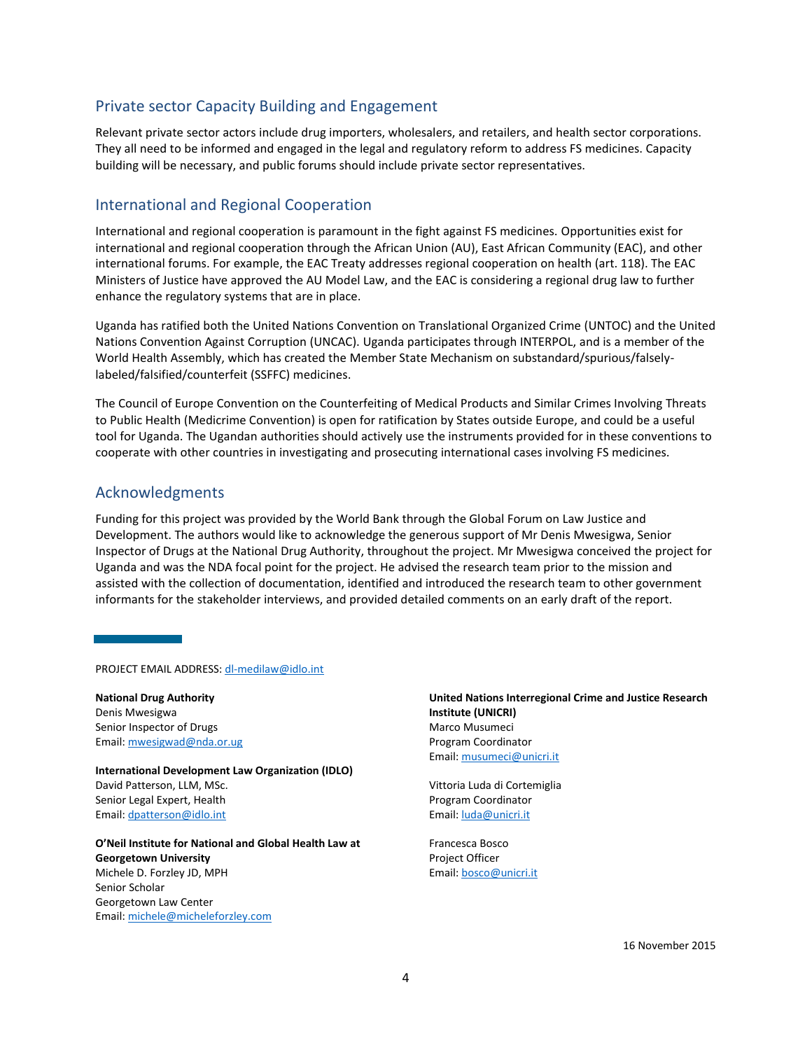## Private sector Capacity Building and Engagement

Relevant private sector actors include drug importers, wholesalers, and retailers, and health sector corporations. They all need to be informed and engaged in the legal and regulatory reform to address FS medicines. Capacity building will be necessary, and public forums should include private sector representatives.

## International and Regional Cooperation

International and regional cooperation is paramount in the fight against FS medicines. Opportunities exist for international and regional cooperation through the African Union (AU), East African Community (EAC), and other international forums. For example, the EAC Treaty addresses regional cooperation on health (art. 118). The EAC Ministers of Justice have approved the AU Model Law, and the EAC is considering a regional drug law to further enhance the regulatory systems that are in place.

Uganda has ratified both the United Nations Convention on Translational Organized Crime (UNTOC) and the United Nations Convention Against Corruption (UNCAC). Uganda participates through INTERPOL, and is a member of the World Health Assembly, which has created the Member State Mechanism on substandard/spurious/falsely-labeled/falsified/counterfeit (SSFFC) medicines.

The Council of Europe Convention on the Counterfeiting of Medical Products and Similar Crimes Involving Threats to Public Health (Medicrime Convention) is open for ratification by States outside Europe, and could be a useful tool for Uganda. The Ugandan authorities should actively use the instruments provided for in these conventions to cooperate with other countries in investigating and prosecuting international cases involving FS medicines.

## Acknowledgments

Funding for this project was provided by the World Bank through the Global Forum on Law Justice and Development. The authors would like to acknowledge the generous support of Mr Denis Mwesigwa, Senior Inspector of Drugs at the National Drug Authority, throughout the project. Mr Mwesigwa conceived the project for Uganda and was the NDA focal point for the project. He advised the research team prior to the mission and assisted with the collection of documentation, identified and introduced the research team to other government informants for the stakeholder interviews, and provided detailed comments on an early draft of the report.

---

PROJECT EMAIL ADDRESS: dl-medilaw@idlo.int

**National Drug Authority**
Denis Mwesigwa
Senior Inspector of Drugs
Email: mwesigwad@nda.or.ug

**International Development Law Organization (IDLO)**
David Patterson, LLM, MSc.
Senior Legal Expert, Health
Email: dpatterson@idlo.int

**O'Neil Institute for National and Global Health Law at Georgetown University**
Michele D. Forzley JD, MPH
Senior Scholar
Georgetown Law Center
Email: michele@micheleforzley.com

**United Nations Interregional Crime and Justice Research Institute (UNICRI)**
Marco Musumeci
Program Coordinator
Email: musumeci@unicri.it

Vittoria Luda di Cortemiglia
Program Coordinator
Email: luda@unicri.it

Francesca Bosco
Project Officer
Email: bosco@unicri.it

16 November 2015